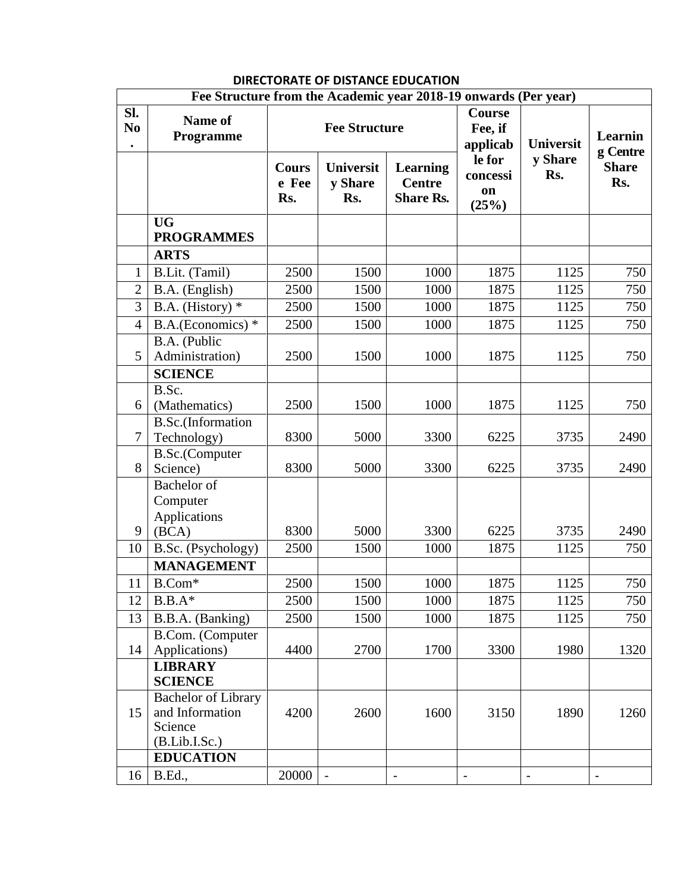## DIRECTORATE OF DISTANCE EDUCATION

| Fee Structure from the Academic year 2018-19 onwards (Per year) | | | | | | | |
|---|---|---|---|---|---|---|---|
| **Sl. No.** | **Name of Programme** | **Fee Structure** | | | **Course Fee, if applicable for concession (25%)** | **University Share Rs.** | **Learning Centre Share Rs.** |
| | | **Course Fee Rs.** | **University Share Rs.** | **Learning Centre Share Rs.** | | | |
| | **UG PROGRAMMES** | | | | | | |
| | **ARTS** | | | | | | |
| 1 | B.Lit. (Tamil) | 2500 | 1500 | 1000 | 1875 | 1125 | 750 |
| 2 | B.A. (English) | 2500 | 1500 | 1000 | 1875 | 1125 | 750 |
| 3 | B.A. (History) * | 2500 | 1500 | 1000 | 1875 | 1125 | 750 |
| 4 | B.A.(Economics) * | 2500 | 1500 | 1000 | 1875 | 1125 | 750 |
| 5 | B.A. (Public Administration) | 2500 | 1500 | 1000 | 1875 | 1125 | 750 |
| | **SCIENCE** | | | | | | |
| 6 | B.Sc. (Mathematics) | 2500 | 1500 | 1000 | 1875 | 1125 | 750 |
| 7 | B.Sc.(Information Technology) | 8300 | 5000 | 3300 | 6225 | 3735 | 2490 |
| 8 | B.Sc.(Computer Science) | 8300 | 5000 | 3300 | 6225 | 3735 | 2490 |
| 9 | Bachelor of Computer Applications (BCA) | 8300 | 5000 | 3300 | 6225 | 3735 | 2490 |
| 10 | B.Sc. (Psychology) | 2500 | 1500 | 1000 | 1875 | 1125 | 750 |
| | **MANAGEMENT** | | | | | | |
| 11 | B.Com* | 2500 | 1500 | 1000 | 1875 | 1125 | 750 |
| 12 | B.B.A* | 2500 | 1500 | 1000 | 1875 | 1125 | 750 |
| 13 | B.B.A. (Banking) | 2500 | 1500 | 1000 | 1875 | 1125 | 750 |
| 14 | B.Com. (Computer Applications) | 4400 | 2700 | 1700 | 3300 | 1980 | 1320 |
| | **LIBRARY SCIENCE** | | | | | | |
| 15 | Bachelor of Library and Information Science (B.Lib.I.Sc.) | 4200 | 2600 | 1600 | 3150 | 1890 | 1260 |
| | **EDUCATION** | | | | | | |
| 16 | B.Ed., | 20000 | - | - | - | - | - |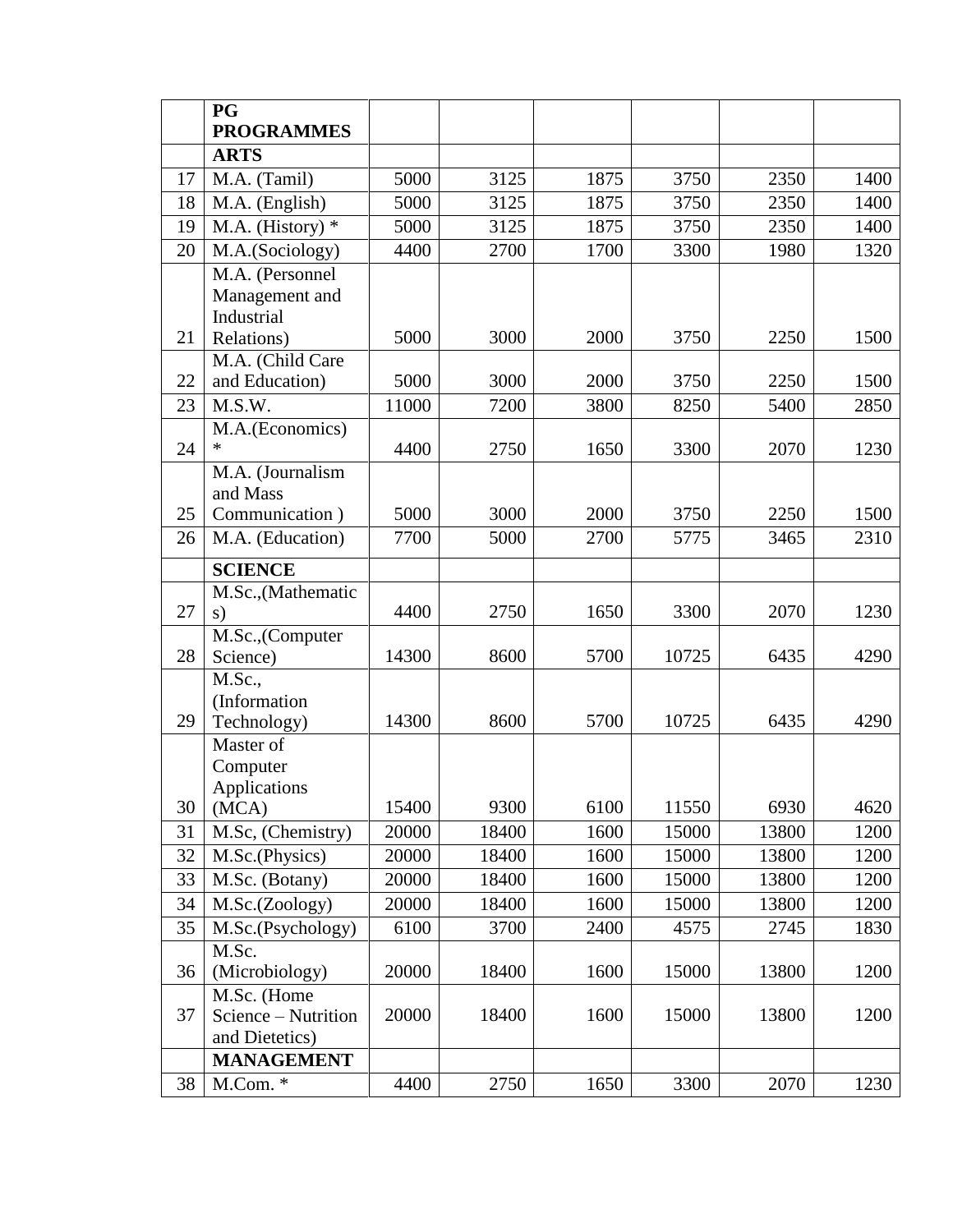| | PG PROGRAMMES | | | | | | |
|---|---|---|---|---|---|---|---|
| | **ARTS** | | | | | | |
| 17 | M.A. (Tamil) | 5000 | 3125 | 1875 | 3750 | 2350 | 1400 |
| 18 | M.A. (English) | 5000 | 3125 | 1875 | 3750 | 2350 | 1400 |
| 19 | M.A. (History) * | 5000 | 3125 | 1875 | 3750 | 2350 | 1400 |
| 20 | M.A.(Sociology) | 4400 | 2700 | 1700 | 3300 | 1980 | 1320 |
| 21 | M.A. (Personnel Management and Industrial Relations) | 5000 | 3000 | 2000 | 3750 | 2250 | 1500 |
| 22 | M.A. (Child Care and Education) | 5000 | 3000 | 2000 | 3750 | 2250 | 1500 |
| 23 | M.S.W. | 11000 | 7200 | 3800 | 8250 | 5400 | 2850 |
| 24 | M.A.(Economics) * | 4400 | 2750 | 1650 | 3300 | 2070 | 1230 |
| 25 | M.A. (Journalism and Mass Communication ) | 5000 | 3000 | 2000 | 3750 | 2250 | 1500 |
| 26 | M.A. (Education) | 7700 | 5000 | 2700 | 5775 | 3465 | 2310 |
| | **SCIENCE** | | | | | | |
| 27 | M.Sc.,(Mathematics) | 4400 | 2750 | 1650 | 3300 | 2070 | 1230 |
| 28 | M.Sc.,(Computer Science) | 14300 | 8600 | 5700 | 10725 | 6435 | 4290 |
| 29 | M.Sc., (Information Technology) | 14300 | 8600 | 5700 | 10725 | 6435 | 4290 |
| 30 | Master of Computer Applications (MCA) | 15400 | 9300 | 6100 | 11550 | 6930 | 4620 |
| 31 | M.Sc, (Chemistry) | 20000 | 18400 | 1600 | 15000 | 13800 | 1200 |
| 32 | M.Sc.(Physics) | 20000 | 18400 | 1600 | 15000 | 13800 | 1200 |
| 33 | M.Sc. (Botany) | 20000 | 18400 | 1600 | 15000 | 13800 | 1200 |
| 34 | M.Sc.(Zoology) | 20000 | 18400 | 1600 | 15000 | 13800 | 1200 |
| 35 | M.Sc.(Psychology) | 6100 | 3700 | 2400 | 4575 | 2745 | 1830 |
| 36 | M.Sc. (Microbiology) | 20000 | 18400 | 1600 | 15000 | 13800 | 1200 |
| 37 | M.Sc. (Home Science – Nutrition and Dietetics) | 20000 | 18400 | 1600 | 15000 | 13800 | 1200 |
| | **MANAGEMENT** | | | | | | |
| 38 | M.Com. * | 4400 | 2750 | 1650 | 3300 | 2070 | 1230 |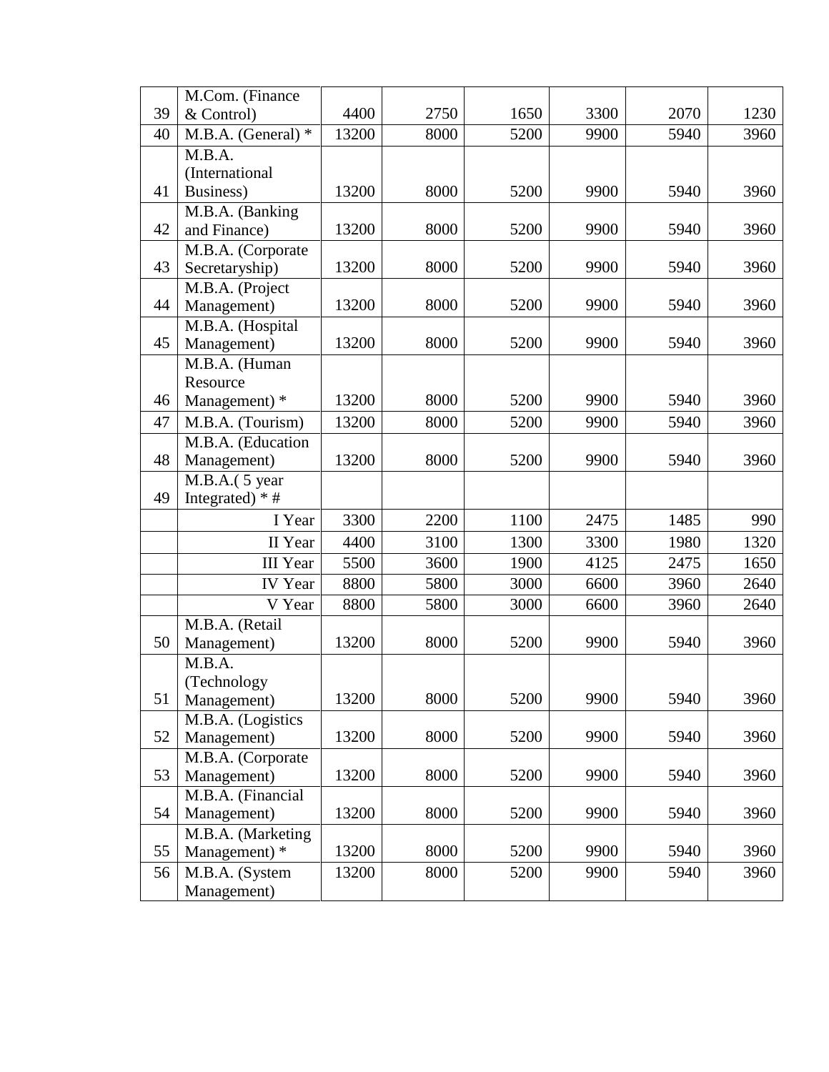| | | | | | | | |
|---|---|---|---|---|---|---|---|
| 39 | M.Com. (Finance & Control) | 4400 | 2750 | 1650 | 3300 | 2070 | 1230 |
| 40 | M.B.A. (General) * | 13200 | 8000 | 5200 | 9900 | 5940 | 3960 |
| 41 | M.B.A. (International Business) | 13200 | 8000 | 5200 | 9900 | 5940 | 3960 |
| 42 | M.B.A. (Banking and Finance) | 13200 | 8000 | 5200 | 9900 | 5940 | 3960 |
| 43 | M.B.A. (Corporate Secretaryship) | 13200 | 8000 | 5200 | 9900 | 5940 | 3960 |
| 44 | M.B.A. (Project Management) | 13200 | 8000 | 5200 | 9900 | 5940 | 3960 |
| 45 | M.B.A. (Hospital Management) | 13200 | 8000 | 5200 | 9900 | 5940 | 3960 |
| 46 | M.B.A. (Human Resource Management) * | 13200 | 8000 | 5200 | 9900 | 5940 | 3960 |
| 47 | M.B.A. (Tourism) | 13200 | 8000 | 5200 | 9900 | 5940 | 3960 |
| 48 | M.B.A. (Education Management) | 13200 | 8000 | 5200 | 9900 | 5940 | 3960 |
| 49 | M.B.A.( 5 year Integrated) * # | | | | | | |
| | I Year | 3300 | 2200 | 1100 | 2475 | 1485 | 990 |
| | II Year | 4400 | 3100 | 1300 | 3300 | 1980 | 1320 |
| | III Year | 5500 | 3600 | 1900 | 4125 | 2475 | 1650 |
| | IV Year | 8800 | 5800 | 3000 | 6600 | 3960 | 2640 |
| | V Year | 8800 | 5800 | 3000 | 6600 | 3960 | 2640 |
| 50 | M.B.A. (Retail Management) | 13200 | 8000 | 5200 | 9900 | 5940 | 3960 |
| 51 | M.B.A. (Technology Management) | 13200 | 8000 | 5200 | 9900 | 5940 | 3960 |
| 52 | M.B.A. (Logistics Management) | 13200 | 8000 | 5200 | 9900 | 5940 | 3960 |
| 53 | M.B.A. (Corporate Management) | 13200 | 8000 | 5200 | 9900 | 5940 | 3960 |
| 54 | M.B.A. (Financial Management) | 13200 | 8000 | 5200 | 9900 | 5940 | 3960 |
| 55 | M.B.A. (Marketing Management) * | 13200 | 8000 | 5200 | 9900 | 5940 | 3960 |
| 56 | M.B.A. (System Management) | 13200 | 8000 | 5200 | 9900 | 5940 | 3960 |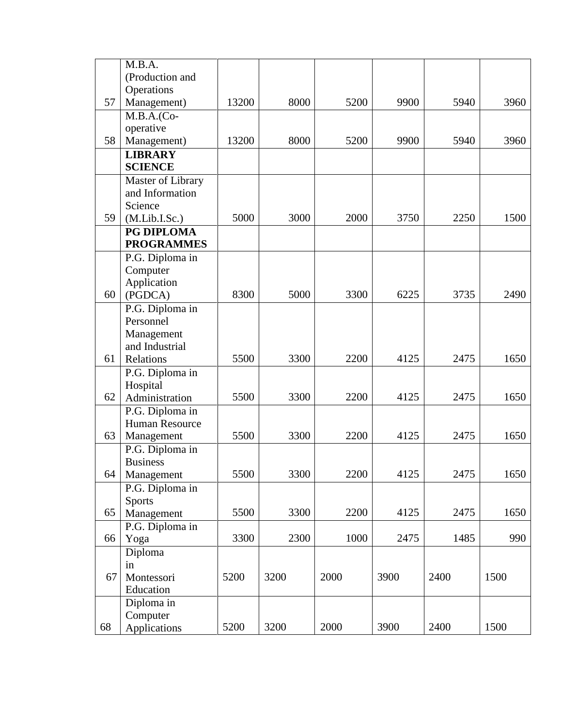| | | | | | | | |
|---|---|---|---|---|---|---|---|
| 57 | M.B.A. (Production and Operations Management) | 13200 | 8000 | 5200 | 9900 | 5940 | 3960 |
| 58 | M.B.A.(Co-operative Management) | 13200 | 8000 | 5200 | 9900 | 5940 | 3960 |
| | **LIBRARY SCIENCE** | | | | | | |
| 59 | Master of Library and Information Science (M.Lib.I.Sc.) | 5000 | 3000 | 2000 | 3750 | 2250 | 1500 |
| | **PG DIPLOMA PROGRAMMES** | | | | | | |
| 60 | P.G. Diploma in Computer Application (PGDCA) | 8300 | 5000 | 3300 | 6225 | 3735 | 2490 |
| 61 | P.G. Diploma in Personnel Management and Industrial Relations | 5500 | 3300 | 2200 | 4125 | 2475 | 1650 |
| 62 | P.G. Diploma in Hospital Administration | 5500 | 3300 | 2200 | 4125 | 2475 | 1650 |
| 63 | P.G. Diploma in Human Resource Management | 5500 | 3300 | 2200 | 4125 | 2475 | 1650 |
| 64 | P.G. Diploma in Business Management | 5500 | 3300 | 2200 | 4125 | 2475 | 1650 |
| 65 | P.G. Diploma in Sports Management | 5500 | 3300 | 2200 | 4125 | 2475 | 1650 |
| 66 | P.G. Diploma in Yoga | 3300 | 2300 | 1000 | 2475 | 1485 | 990 |
| 67 | Diploma in Montessori Education | 5200 | 3200 | 2000 | 3900 | 2400 | 1500 |
| 68 | Diploma in Computer Applications | 5200 | 3200 | 2000 | 3900 | 2400 | 1500 |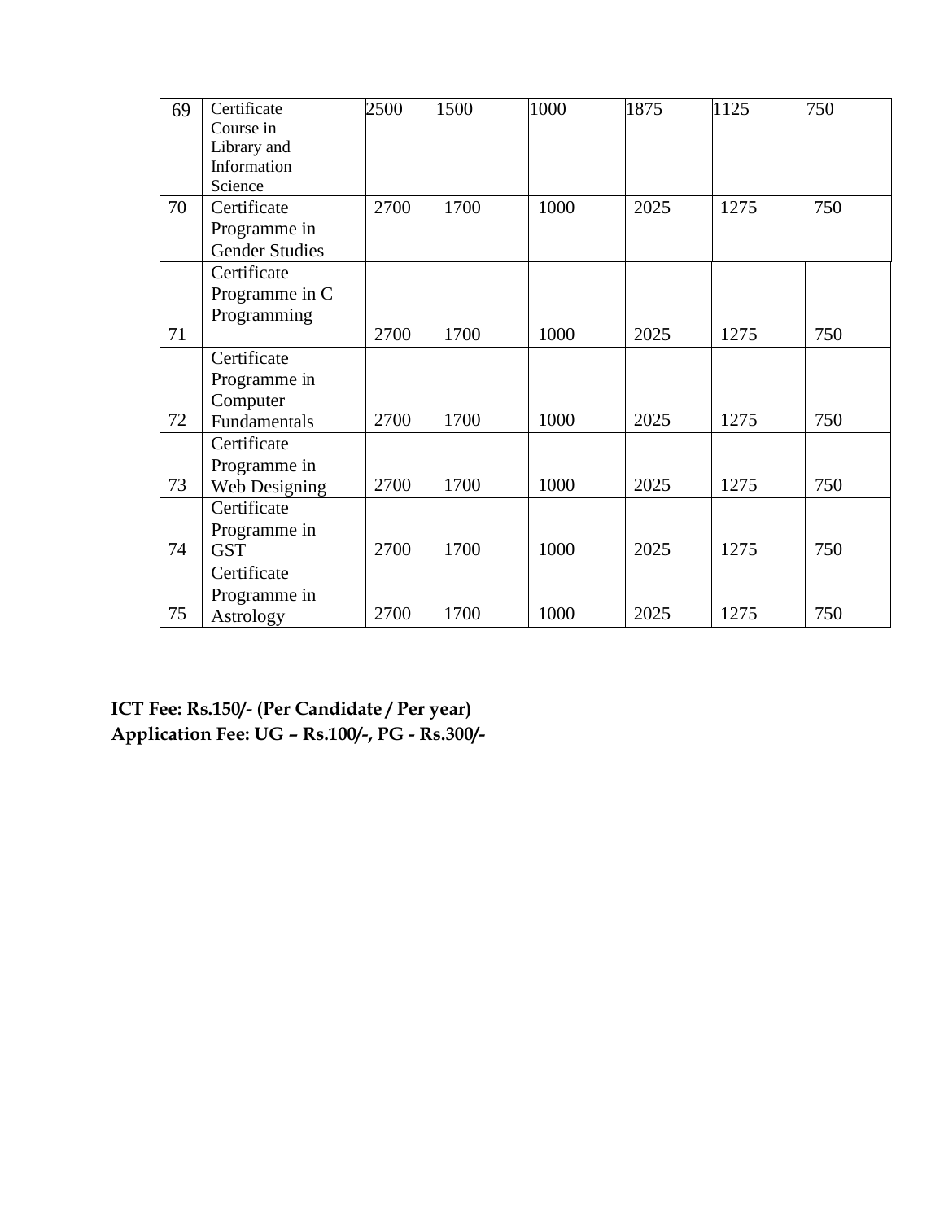| 69 | Certificate Course in Library and Information Science | 2500 | 1500 | 1000 | 1875 | 1125 | 750 |
|---|---|---|---|---|---|---|---|
| 70 | Certificate Programme in Gender Studies | 2700 | 1700 | 1000 | 2025 | 1275 | 750 |
| 71 | Certificate Programme in C Programming | 2700 | 1700 | 1000 | 2025 | 1275 | 750 |
| 72 | Certificate Programme in Computer Fundamentals | 2700 | 1700 | 1000 | 2025 | 1275 | 750 |
| 73 | Certificate Programme in Web Designing | 2700 | 1700 | 1000 | 2025 | 1275 | 750 |
| 74 | Certificate Programme in GST | 2700 | 1700 | 1000 | 2025 | 1275 | 750 |
| 75 | Certificate Programme in Astrology | 2700 | 1700 | 1000 | 2025 | 1275 | 750 |

**ICT Fee: Rs.150/- (Per Candidate / Per year)**
**Application Fee: UG – Rs.100/-, PG - Rs.300/-**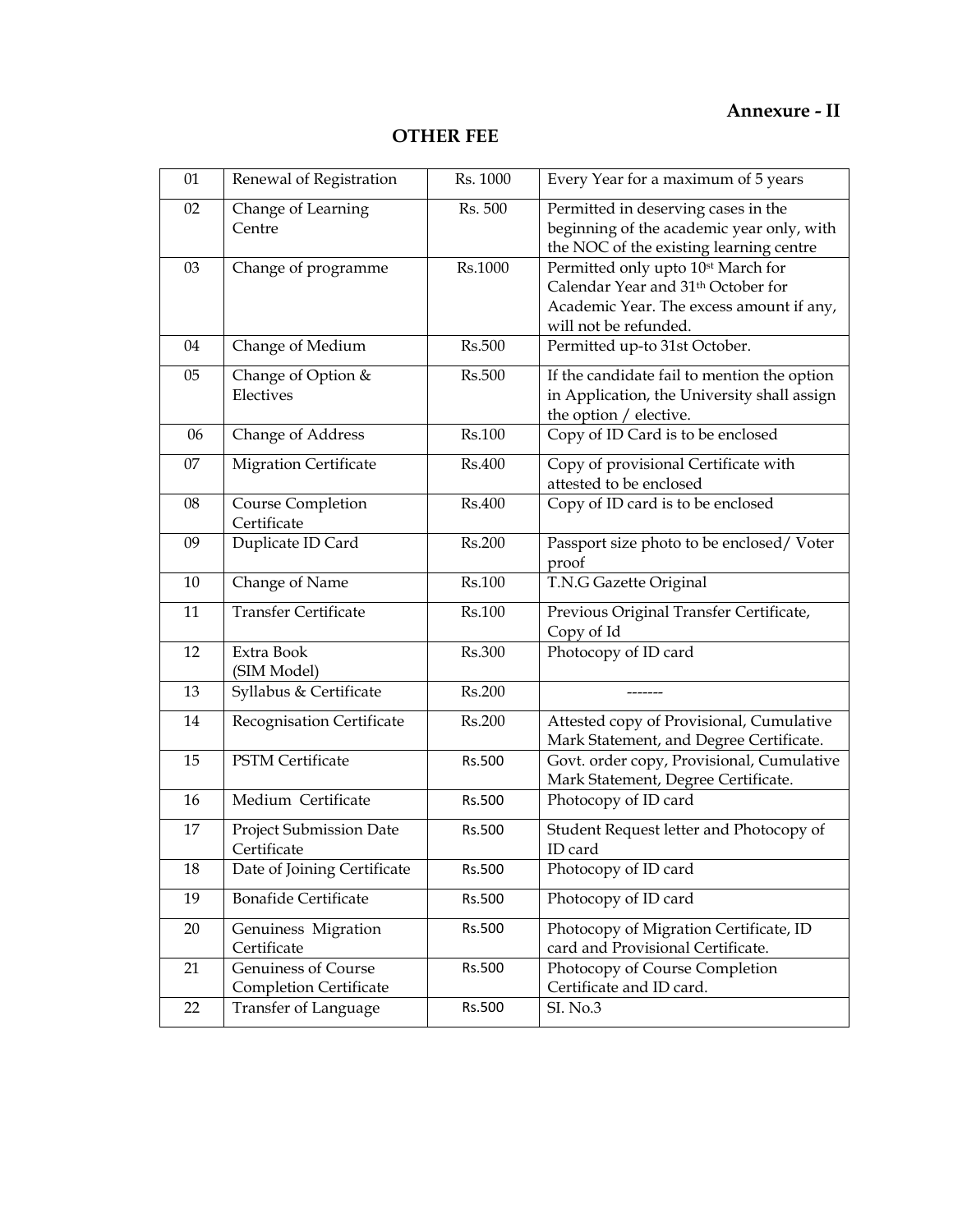**Annexure - II**

## OTHER FEE

| | | | |
|---|---|---|---|
| 01 | Renewal of Registration | Rs. 1000 | Every Year for a maximum of 5 years |
| 02 | Change of Learning Centre | Rs. 500 | Permitted in deserving cases in the beginning of the academic year only, with the NOC of the existing learning centre |
| 03 | Change of programme | Rs.1000 | Permitted only upto 10st March for Calendar Year and 31th October for Academic Year. The excess amount if any, will not be refunded. |
| 04 | Change of Medium | Rs.500 | Permitted up-to 31st October. |
| 05 | Change of Option & Electives | Rs.500 | If the candidate fail to mention the option in Application, the University shall assign the option / elective. |
| 06 | Change of Address | Rs.100 | Copy of ID Card is to be enclosed |
| 07 | Migration Certificate | Rs.400 | Copy of provisional Certificate with attested to be enclosed |
| 08 | Course Completion Certificate | Rs.400 | Copy of ID card is to be enclosed |
| 09 | Duplicate ID Card | Rs.200 | Passport size photo to be enclosed/ Voter proof |
| 10 | Change of Name | Rs.100 | T.N.G Gazette Original |
| 11 | Transfer Certificate | Rs.100 | Previous Original Transfer Certificate, Copy of Id |
| 12 | Extra Book (SIM Model) | Rs.300 | Photocopy of ID card |
| 13 | Syllabus & Certificate | Rs.200 | ------- |
| 14 | Recognisation Certificate | Rs.200 | Attested copy of Provisional, Cumulative Mark Statement, and Degree Certificate. |
| 15 | PSTM Certificate | Rs.500 | Govt. order copy, Provisional, Cumulative Mark Statement, Degree Certificate. |
| 16 | Medium Certificate | Rs.500 | Photocopy of ID card |
| 17 | Project Submission Date Certificate | Rs.500 | Student Request letter and Photocopy of ID card |
| 18 | Date of Joining Certificate | Rs.500 | Photocopy of ID card |
| 19 | Bonafide Certificate | Rs.500 | Photocopy of ID card |
| 20 | Genuiness Migration Certificate | Rs.500 | Photocopy of Migration Certificate, ID card and Provisional Certificate. |
| 21 | Genuiness of Course Completion Certificate | Rs.500 | Photocopy of Course Completion Certificate and ID card. |
| 22 | Transfer of Language | Rs.500 | SI. No.3 |